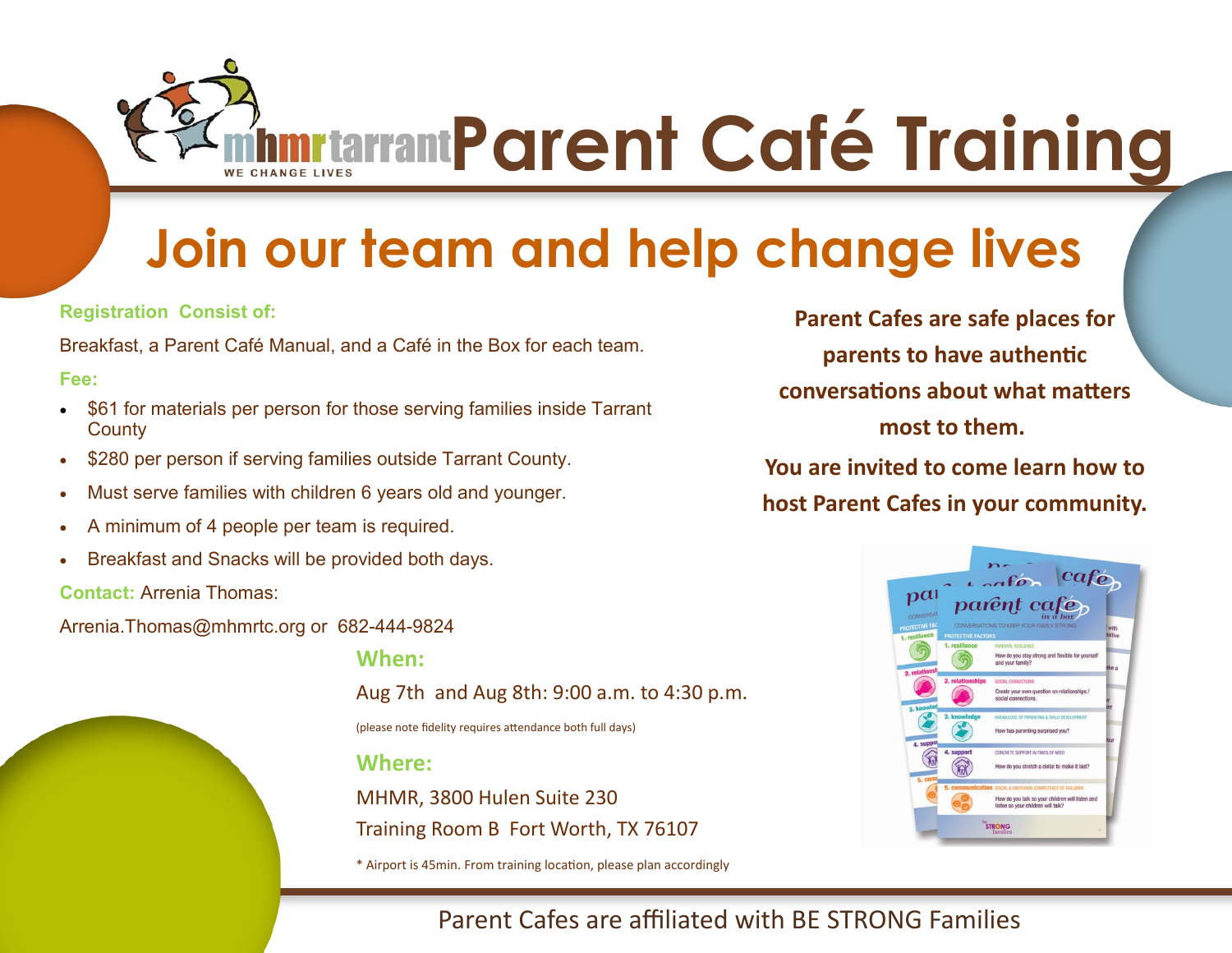mhmrtarrant
WE CHANGE LIVES

# Parent Café Training

## Join our team and help change lives

**Registration Consist of:**

Breakfast, a Parent Café Manual, and a Café in the Box for each team.

**Fee:**

- $61 for materials per person for those serving families inside Tarrant County
- $280 per person if serving families outside Tarrant County.
- Must serve families with children 6 years old and younger.
- A minimum of 4 people per team is required.
- Breakfast and Snacks will be provided both days.

**Contact:** Arrenia Thomas:

Arrenia.Thomas@mhmrtc.org or 682-444-9824

**When:**

Aug 7th and Aug 8th: 9:00 a.m. to 4:30 p.m.

(please note fidelity requires attendance both full days)

**Where:**

MHMR, 3800 Hulen Suite 230
Training Room B Fort Worth, TX 76107

* Airport is 45min. From training location, please plan accordingly

**Parent Cafes are safe places for parents to have authentic conversations about what matters most to them.**

**You are invited to come learn how to host Parent Cafes in your community.**

Parent Cafes are affiliated with BE STRONG Families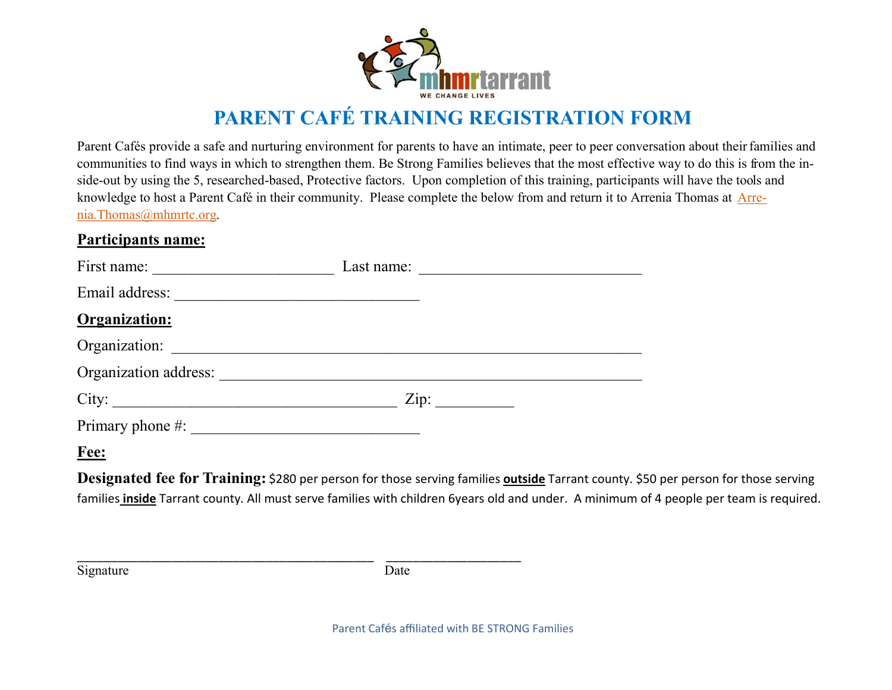# PARENT CAFÉ TRAINING REGISTRATION FORM

Parent Cafés provide a safe and nurturing environment for parents to have an intimate, peer to peer conversation about their families and communities to find ways in which to strengthen them. Be Strong Families believes that the most effective way to do this is from the inside-out by using the 5, researched-based, Protective factors. Upon completion of this training, participants will have the tools and knowledge to host a Parent Café in their community. Please complete the below from and return it to Arrenia Thomas at Arrenia.Thomas@mhmrtc.org.

**Participants name:**

First name: ______________________ Last name: ___________________________

Email address: ______________________________

**Organization:**

Organization: _________________________________________________________

Organization address: ___________________________________________________

City: ___________________________________ Zip: _________

Primary phone #: ____________________________

**Fee:**

**Designated fee for Training:** $280 per person for those serving families **outside** Tarrant county. $50 per person for those serving families **inside** Tarrant county. All must serve families with children 6years old and under. A minimum of 4 people per team is required.

____________________________________ _________________

Signature Date

Parent Cafés affiliated with BE STRONG Families